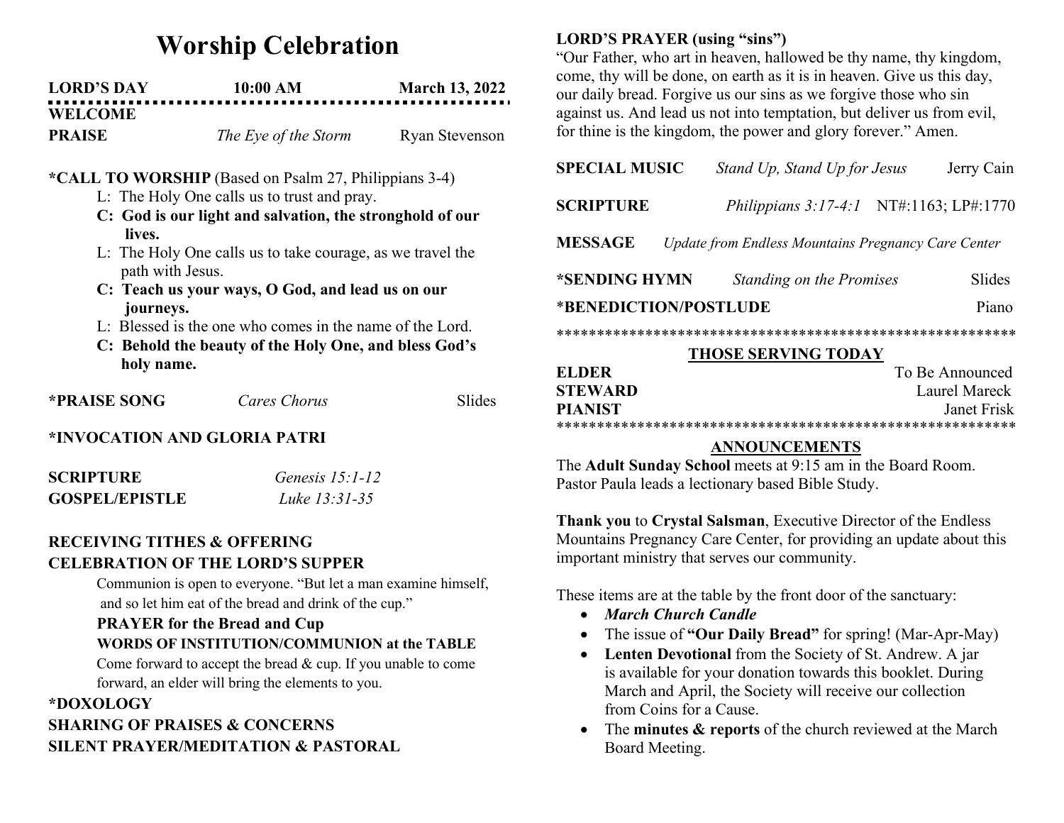# Worship Celebration

**LORD'S DAY** **10:00 AM** **March 13, 2022**

**WELCOME**

**PRAISE** *The Eye of the Storm* Ryan Stevenson

**\*CALL TO WORSHIP** (Based on Psalm 27, Philippians 3-4)

L: The Holy One calls us to trust and pray.

**C: God is our light and salvation, the stronghold of our lives.**

L: The Holy One calls us to take courage, as we travel the path with Jesus.

**C: Teach us your ways, O God, and lead us on our journeys.**

L: Blessed is the one who comes in the name of the Lord.

**C: Behold the beauty of the Holy One, and bless God's holy name.**

**\*PRAISE SONG** *Cares Chorus* Slides

**\*INVOCATION AND GLORIA PATRI**

**SCRIPTURE** *Genesis 15:1-12*

**GOSPEL/EPISTLE** *Luke 13:31-35*

**RECEIVING TITHES & OFFERING**

**CELEBRATION OF THE LORD'S SUPPER**

Communion is open to everyone. "But let a man examine himself, and so let him eat of the bread and drink of the cup."

**PRAYER for the Bread and Cup**

**WORDS OF INSTITUTION/COMMUNION at the TABLE**

Come forward to accept the bread & cup. If you unable to come forward, an elder will bring the elements to you.

**\*DOXOLOGY**

**SHARING OF PRAISES & CONCERNS**

**SILENT PRAYER/MEDITATION & PASTORAL**

**LORD'S PRAYER (using "sins")**

"Our Father, who art in heaven, hallowed be thy name, thy kingdom, come, thy will be done, on earth as it is in heaven. Give us this day, our daily bread. Forgive us our sins as we forgive those who sin against us. And lead us not into temptation, but deliver us from evil, for thine is the kingdom, the power and glory forever." Amen.

**SPECIAL MUSIC** *Stand Up, Stand Up for Jesus* Jerry Cain

**SCRIPTURE** *Philippians 3:17-4:1* NT#:1163; LP#:1770

**MESSAGE** *Update from Endless Mountains Pregnancy Care Center*

**\*SENDING HYMN** *Standing on the Promises* Slides

\***BENEDICTION/POSTLUDE** Piano

\*\*\*\*\*\*\*\*\*\*\*\*\*\*\*\*\*\*\*\*\*\*\*\*\*\*\*\*\*\*\*\*\*\*\*\*\*\*\*\*\*\*\*\*\*\*\*\*\*\*\*\*\*\*\*\*\*\*

## THOSE SERVING TODAY

**ELDER** To Be Announced

**STEWARD** Laurel Mareck

**PIANIST** Janet Frisk

\*\*\*\*\*\*\*\*\*\*\*\*\*\*\*\*\*\*\*\*\*\*\*\*\*\*\*\*\*\*\*\*\*\*\*\*\*\*\*\*\*\*\*\*\*\*\*\*\*\*\*\*\*\*\*\*\*\*

## ANNOUNCEMENTS

The **Adult Sunday School** meets at 9:15 am in the Board Room. Pastor Paula leads a lectionary based Bible Study.

**Thank you** to **Crystal Salsman**, Executive Director of the Endless Mountains Pregnancy Care Center, for providing an update about this important ministry that serves our community.

These items are at the table by the front door of the sanctuary:

- ***March Church Candle***
- The issue of **"Our Daily Bread"** for spring! (Mar-Apr-May)
- **Lenten Devotional** from the Society of St. Andrew. A jar is available for your donation towards this booklet. During March and April, the Society will receive our collection from Coins for a Cause.
- The **minutes & reports** of the church reviewed at the March Board Meeting.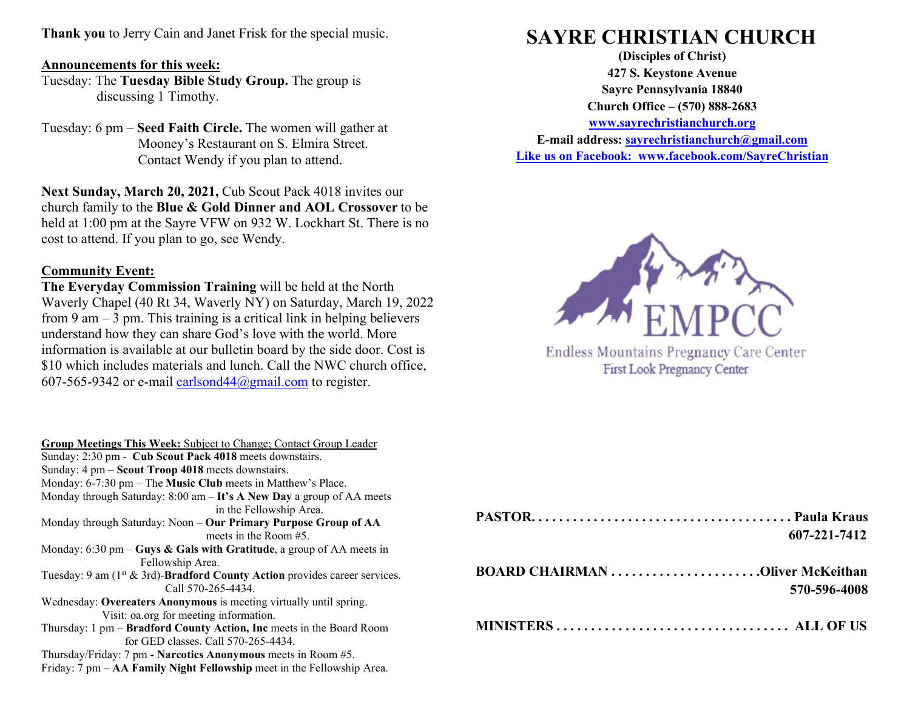**Thank you** to Jerry Cain and Janet Frisk for the special music.

**Announcements for this week:**

Tuesday: The **Tuesday Bible Study Group.** The group is discussing 1 Timothy.

Tuesday: 6 pm – **Seed Faith Circle.** The women will gather at Mooney's Restaurant on S. Elmira Street. Contact Wendy if you plan to attend.

**Next Sunday, March 20, 2021,** Cub Scout Pack 4018 invites our church family to the **Blue & Gold Dinner and AOL Crossover** to be held at 1:00 pm at the Sayre VFW on 932 W. Lockhart St. There is no cost to attend. If you plan to go, see Wendy.

**Community Event:**

**The Everyday Commission Training** will be held at the North Waverly Chapel (40 Rt 34, Waverly NY) on Saturday, March 19, 2022 from 9 am – 3 pm. This training is a critical link in helping believers understand how they can share God's love with the world. More information is available at our bulletin board by the side door. Cost is $10 which includes materials and lunch. Call the NWC church office, 607-565-9342 or e-mail carlsond44@gmail.com to register.

**Group Meetings This Week:** Subject to Change; Contact Group Leader

Sunday: 2:30 pm - **Cub Scout Pack 4018** meets downstairs.
Sunday: 4 pm – **Scout Troop 4018** meets downstairs.
Monday: 6-7:30 pm – The **Music Club** meets in Matthew's Place.
Monday through Saturday: 8:00 am – **It's A New Day** a group of AA meets in the Fellowship Area.
Monday through Saturday: Noon – **Our Primary Purpose Group of AA** meets in the Room #5.
Monday: 6:30 pm – **Guys & Gals with Gratitude**, a group of AA meets in Fellowship Area.
Tuesday: 9 am (1st & 3rd)-**Bradford County Action** provides career services. Call 570-265-4434.
Wednesday: **Overeaters Anonymous** is meeting virtually until spring. Visit: oa.org for meeting information.
Thursday: 1 pm – **Bradford County Action, Inc** meets in the Board Room for GED classes. Call 570-265-4434.
Thursday/Friday: 7 pm **- Narcotics Anonymous** meets in Room #5.
Friday: 7 pm – **AA Family Night Fellowship** meet in the Fellowship Area.

# SAYRE CHRISTIAN CHURCH

**(Disciples of Christ)**
**427 S. Keystone Avenue**
**Sayre Pennsylvania 18840**
**Church Office – (570) 888-2683**
**www.sayrechristianchurch.org**
**E-mail address: sayrechristianchurch@gmail.com**
**Like us on Facebook: www.facebook.com/SayreChristian**

EMPCC
Endless Mountains Pregnancy Care Center
First Look Pregnancy Center

**PASTOR. . . . . . . . . . . . . . . . . . . . . . . . . . . . . . . . . . . . . Paula Kraus**
**607-221-7412**

**BOARD CHAIRMAN . . . . . . . . . . . . . . . . . . . . . .Oliver McKeithan**
**570-596-4008**

**MINISTERS . . . . . . . . . . . . . . . . . . . . . . . . . . . . . . . . . ALL OF US**